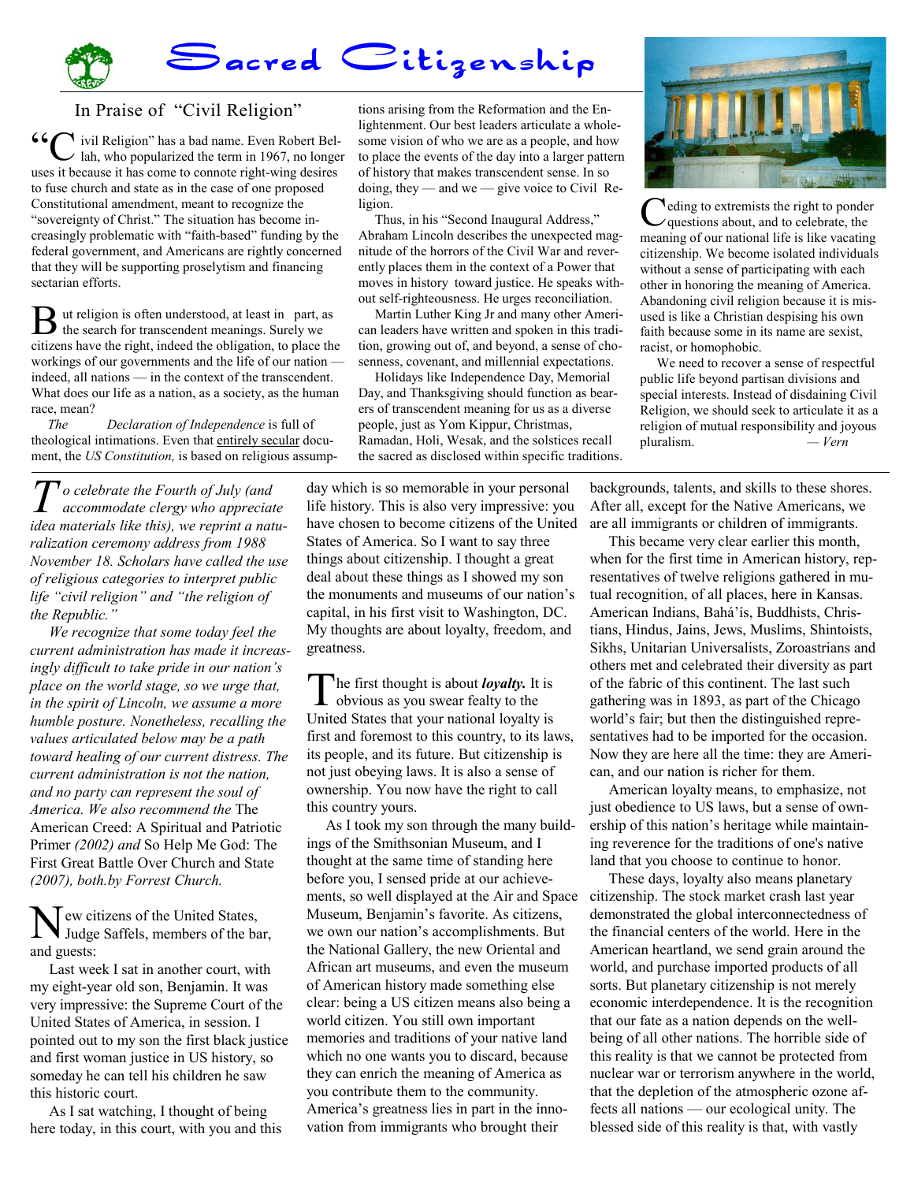# Sacred Citizenship

## In Praise of "Civil Religion"

"Civil Religion" has a bad name. Even Robert Bellah, who popularized the term in 1967, no longer uses it because it has come to connote right-wing desires to fuse church and state as in the case of one proposed Constitutional amendment, meant to recognize the "sovereignty of Christ." The situation has become increasingly problematic with "faith-based" funding by the federal government, and Americans are rightly concerned that they will be supporting proselytism and financing sectarian efforts.

But religion is often understood, at least in part, as the search for transcendent meanings. Surely we citizens have the right, indeed the obligation, to place the workings of our governments and the life of our nation — indeed, all nations — in the context of the transcendent. What does our life as a nation, as a society, as the human race, mean?

The *Declaration of Independence* is full of theological intimations. Even that entirely secular document, the *US Constitution,* is based on religious assumptions arising from the Reformation and the Enlightenment. Our best leaders articulate a wholesome vision of who we are as a people, and how to place the events of the day into a larger pattern of history that makes transcendent sense. In so doing, they — and we — give voice to Civil Religion.

Thus, in his "Second Inaugural Address," Abraham Lincoln describes the unexpected magnitude of the horrors of the Civil War and reverently places them in the context of a Power that moves in history toward justice. He speaks without self-righteousness. He urges reconciliation.

Martin Luther King Jr and many other American leaders have written and spoken in this tradition, growing out of, and beyond, a sense of chosenness, covenant, and millennial expectations.

Holidays like Independence Day, Memorial Day, and Thanksgiving should function as bearers of transcendent meaning for us as a diverse people, just as Yom Kippur, Christmas, Ramadan, Holi, Wesak, and the solstices recall the sacred as disclosed within specific traditions.

Ceding to extremists the right to ponder questions about, and to celebrate, the meaning of our national life is like vacating citizenship. We become isolated individuals without a sense of participating with each other in honoring the meaning of America. Abandoning civil religion because it is misused is like a Christian despising his own faith because some in its name are sexist, racist, or homophobic.

We need to recover a sense of respectful public life beyond partisan divisions and special interests. Instead of disdaining Civil Religion, we should seek to articulate it as a religion of mutual responsibility and joyous pluralism. — *Vern*

---

*To celebrate the Fourth of July (and accommodate clergy who appreciate idea materials like this), we reprint a naturalization ceremony address from 1988 November 18. Scholars have called the use of religious categories to interpret public life "civil religion" and "the religion of the Republic."*

*We recognize that some today feel the current administration has made it increasingly difficult to take pride in our nation's place on the world stage, so we urge that, in the spirit of Lincoln, we assume a more humble posture. Nonetheless, recalling the values articulated below may be a path toward healing of our current distress. The current administration is not the nation, and no party can represent the soul of America. We also recommend the* The American Creed: A Spiritual and Patriotic Primer *(2002) and* So Help Me God: The First Great Battle Over Church and State *(2007), both.by Forrest Church.*

New citizens of the United States, Judge Saffels, members of the bar, and guests:

Last week I sat in another court, with my eight-year old son, Benjamin. It was very impressive: the Supreme Court of the United States of America, in session. I pointed out to my son the first black justice and first woman justice in US history, so someday he can tell his children he saw this historic court.

As I sat watching, I thought of being here today, in this court, with you and this day which is so memorable in your personal life history. This is also very impressive: you have chosen to become citizens of the United States of America. So I want to say three things about citizenship. I thought a great deal about these things as I showed my son the monuments and museums of our nation's capital, in his first visit to Washington, DC. My thoughts are about loyalty, freedom, and greatness.

The first thought is about ***loyalty.*** It is obvious as you swear fealty to the United States that your national loyalty is first and foremost to this country, to its laws, its people, and its future. But citizenship is not just obeying laws. It is also a sense of ownership. You now have the right to call this country yours.

As I took my son through the many buildings of the Smithsonian Museum, and I thought at the same time of standing here before you, I sensed pride at our achievements, so well displayed at the Air and Space Museum, Benjamin's favorite. As citizens, we own our nation's accomplishments. But the National Gallery, the new Oriental and African art museums, and even the museum of American history made something else clear: being a US citizen means also being a world citizen. You still own important memories and traditions of your native land which no one wants you to discard, because they can enrich the meaning of America as you contribute them to the community. America's greatness lies in part in the innovation from immigrants who brought their backgrounds, talents, and skills to these shores. After all, except for the Native Americans, we are all immigrants or children of immigrants.

This became very clear earlier this month, when for the first time in American history, representatives of twelve religions gathered in mutual recognition, of all places, here in Kansas. American Indians, Bahá'ís, Buddhists, Christians, Hindus, Jains, Jews, Muslims, Shintoists, Sikhs, Unitarian Universalists, Zoroastrians and others met and celebrated their diversity as part of the fabric of this continent. The last such gathering was in 1893, as part of the Chicago world's fair; but then the distinguished representatives had to be imported for the occasion. Now they are here all the time: they are American, and our nation is richer for them.

American loyalty means, to emphasize, not just obedience to US laws, but a sense of ownership of this nation's heritage while maintaining reverence for the traditions of one's native land that you choose to continue to honor.

These days, loyalty also means planetary citizenship. The stock market crash last year demonstrated the global interconnectedness of the financial centers of the world. Here in the American heartland, we send grain around the world, and purchase imported products of all sorts. But planetary citizenship is not merely economic interdependence. It is the recognition that our fate as a nation depends on the well-being of all other nations. The horrible side of this reality is that we cannot be protected from nuclear war or terrorism anywhere in the world, that the depletion of the atmospheric ozone affects all nations — our ecological unity. The blessed side of this reality is that, with vastly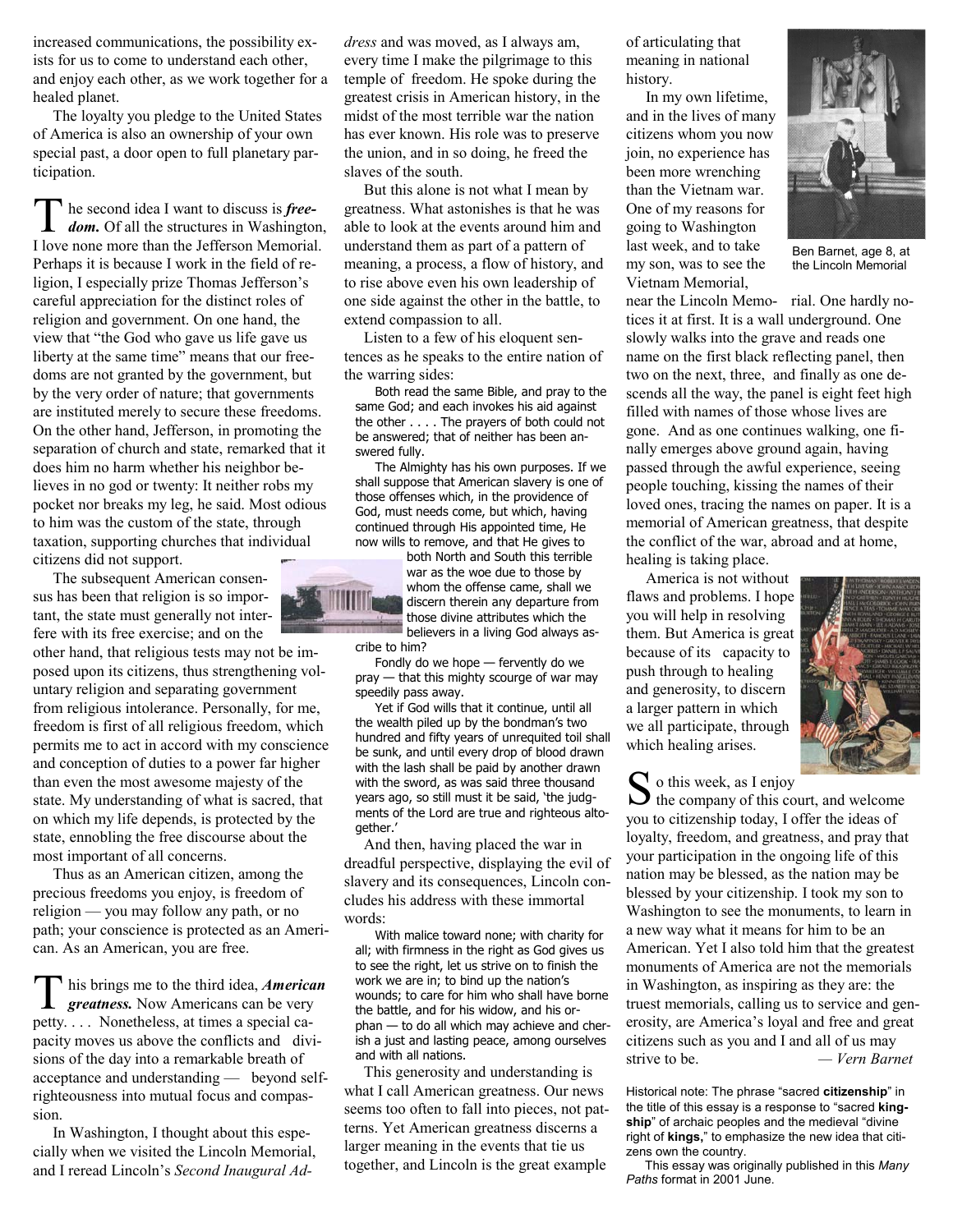increased communications, the possibility exists for us to come to understand each other, and enjoy each other, as we work together for a healed planet.

The loyalty you pledge to the United States of America is also an ownership of your own special past, a door open to full planetary participation.

The second idea I want to discuss is ***freedom.*** Of all the structures in Washington, I love none more than the Jefferson Memorial. Perhaps it is because I work in the field of religion, I especially prize Thomas Jefferson's careful appreciation for the distinct roles of religion and government. On one hand, the view that "the God who gave us life gave us liberty at the same time" means that our freedoms are not granted by the government, but by the very order of nature; that governments are instituted merely to secure these freedoms. On the other hand, Jefferson, in promoting the separation of church and state, remarked that it does him no harm whether his neighbor believes in no god or twenty: It neither robs my pocket nor breaks my leg, he said. Most odious to him was the custom of the state, through taxation, supporting churches that individual citizens did not support.

The subsequent American consensus has been that religion is so important, the state must generally not interfere with its free exercise; and on the other hand, that religious tests may not be imposed upon its citizens, thus strengthening voluntary religion and separating government from religious intolerance. Personally, for me, freedom is first of all religious freedom, which permits me to act in accord with my conscience and conception of duties to a power far higher than even the most awesome majesty of the state. My understanding of what is sacred, that on which my life depends, is protected by the state, ennobling the free discourse about the most important of all concerns.

Thus as an American citizen, among the precious freedoms you enjoy, is freedom of religion — you may follow any path, or no path; your conscience is protected as an American. As an American, you are free.

This brings me to the third idea, ***American greatness.*** Now Americans can be very petty. . . . Nonetheless, at times a special capacity moves us above the conflicts and divisions of the day into a remarkable breath of acceptance and understanding — beyond self-righteousness into mutual focus and compassion.

In Washington, I thought about this especially when we visited the Lincoln Memorial, and I reread Lincoln's *Second Inaugural Address* and was moved, as I always am, every time I make the pilgrimage to this temple of freedom. He spoke during the greatest crisis in American history, in the midst of the most terrible war the nation has ever known. His role was to preserve the union, and in so doing, he freed the slaves of the south.

But this alone is not what I mean by greatness. What astonishes is that he was able to look at the events around him and understand them as part of a pattern of meaning, a process, a flow of history, and to rise above even his own leadership of one side against the other in the battle, to extend compassion to all.

Listen to a few of his eloquent sentences as he speaks to the entire nation of the warring sides:

> Both read the same Bible, and pray to the same God; and each invokes his aid against the other . . . . The prayers of both could not be answered; that of neither has been answered fully.
>
> The Almighty has his own purposes. If we shall suppose that American slavery is one of those offenses which, in the providence of God, must needs come, but which, having continued through His appointed time, He now wills to remove, and that He gives to both North and South this terrible war as the woe due to those by whom the offense came, shall we discern therein any departure from those divine attributes which the believers in a living God always ascribe to him?
>
> Fondly do we hope — fervently do we pray — that this mighty scourge of war may speedily pass away.
>
> Yet if God wills that it continue, until all the wealth piled up by the bondman's two hundred and fifty years of unrequited toil shall be sunk, and until every drop of blood drawn with the lash shall be paid by another drawn with the sword, as was said three thousand years ago, so still must it be said, 'the judgments of the Lord are true and righteous altogether.'

And then, having placed the war in dreadful perspective, displaying the evil of slavery and its consequences, Lincoln concludes his address with these immortal words:

> With malice toward none; with charity for all; with firmness in the right as God gives us to see the right, let us strive on to finish the work we are in; to bind up the nation's wounds; to care for him who shall have borne the battle, and for his widow, and his orphan — to do all which may achieve and cherish a just and lasting peace, among ourselves and with all nations.

This generosity and understanding is what I call American greatness. Our news seems too often to fall into pieces, not patterns. Yet American greatness discerns a larger meaning in the events that tie us together, and Lincoln is the great example of articulating that meaning in national history.

Ben Barnet, age 8, at the Lincoln Memorial

In my own lifetime, and in the lives of many citizens whom you now join, no experience has been more wrenching than the Vietnam war. One of my reasons for going to Washington last week, and to take my son, was to see the Vietnam Memorial, near the Lincoln Memorial. One hardly notices it at first. It is a wall underground. One slowly walks into the grave and reads one name on the first black reflecting panel, then two on the next, three, and finally as one descends all the way, the panel is eight feet high filled with names of those whose lives are gone. And as one continues walking, one finally emerges above ground again, having passed through the awful experience, seeing people touching, kissing the names of their loved ones, tracing the names on paper. It is a memorial of American greatness, that despite the conflict of the war, abroad and at home, healing is taking place.

America is not without flaws and problems. I hope you will help in resolving them. But America is great because of its capacity to push through to healing and generosity, to discern a larger pattern in which we all participate, through which healing arises.

So this week, as I enjoy the company of this court, and welcome you to citizenship today, I offer the ideas of loyalty, freedom, and greatness, and pray that your participation in the ongoing life of this nation may be blessed, as the nation may be blessed by your citizenship. I took my son to Washington to see the monuments, to learn in a new way what it means for him to be an American. Yet I also told him that the greatest monuments of America are not the memorials in Washington, as inspiring as they are: the truest memorials, calling us to service and generosity, are America's loyal and free and great citizens such as you and I and all of us may strive to be. *— Vern Barnet*

Historical note: The phrase "sacred **citizenship**" in the title of this essay is a response to "sacred **kingship**" of archaic peoples and the medieval "divine right of **kings,**" to emphasize the new idea that citizens own the country.

This essay was originally published in this *Many Paths* format in 2001 June.